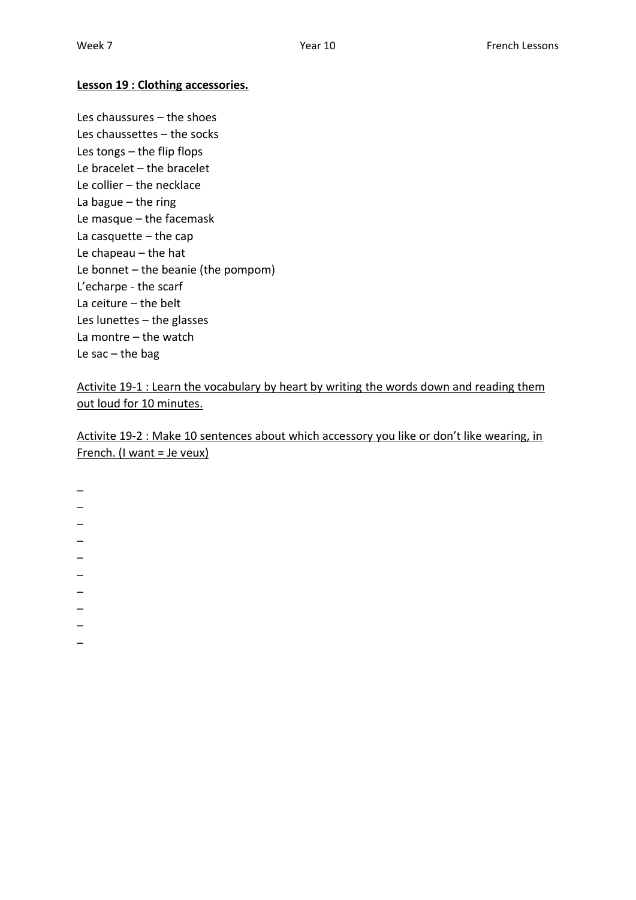**Lesson 19 : Clothing accessories.**

Les chaussures – the shoes
Les chaussettes – the socks
Les tongs – the flip flops
Le bracelet – the bracelet
Le collier – the necklace
La bague – the ring
Le masque – the facemask
La casquette – the cap
Le chapeau – the hat
Le bonnet – the beanie (the pompom)
L'echarpe - the scarf
La ceiture – the belt
Les lunettes – the glasses
La montre – the watch
Le sac – the bag

<u>Activite 19-1 : Learn the vocabulary by heart by writing the words down and reading them out loud for 10 minutes.</u>

<u>Activite 19-2 : Make 10 sentences about which accessory you like or don't like wearing, in French. (I want = Je veux)</u>

–
–
–
–
–
–
–
–
–
–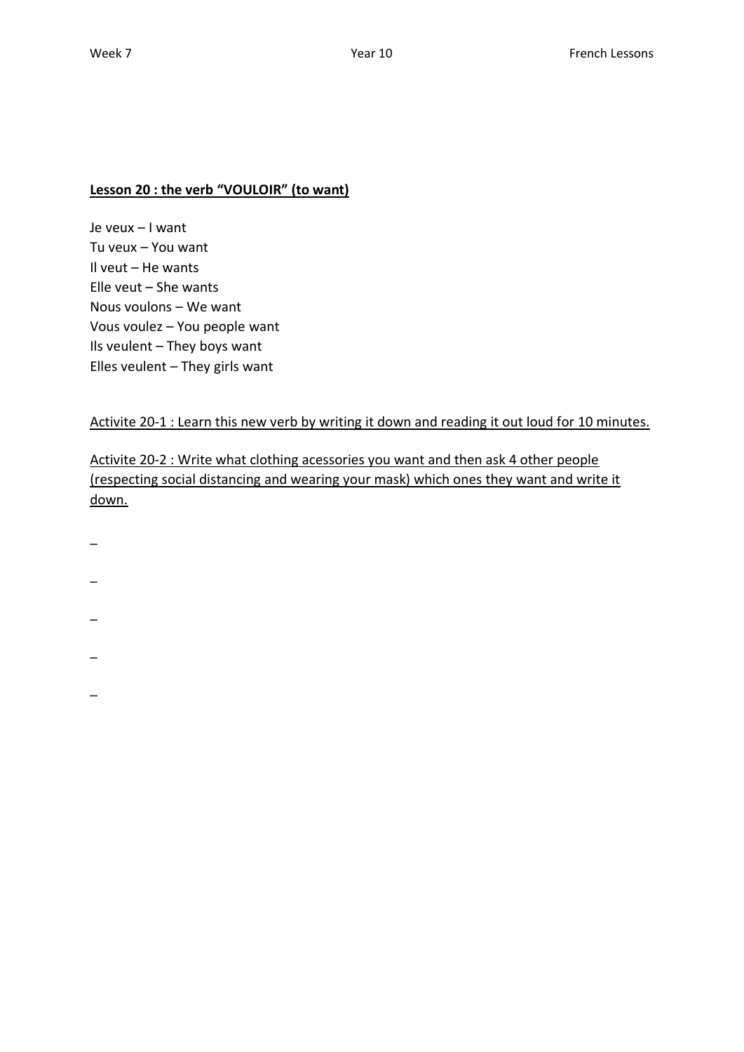**<u>Lesson 20 : the verb “VOULOIR” (to want)</u>**

Je veux – I want
Tu veux – You want
Il veut – He wants
Elle veut – She wants
Nous voulons – We want
Vous voulez – You people want
Ils veulent – They boys want
Elles veulent – They girls want

<u>Activite 20-1 : Learn this new verb by writing it down and reading it out loud for 10 minutes.</u>

<u>Activite 20-2 : Write what clothing acessories you want and then ask 4 other people (respecting social distancing and wearing your mask) which ones they want and write it down.</u>

–

–

–

–

–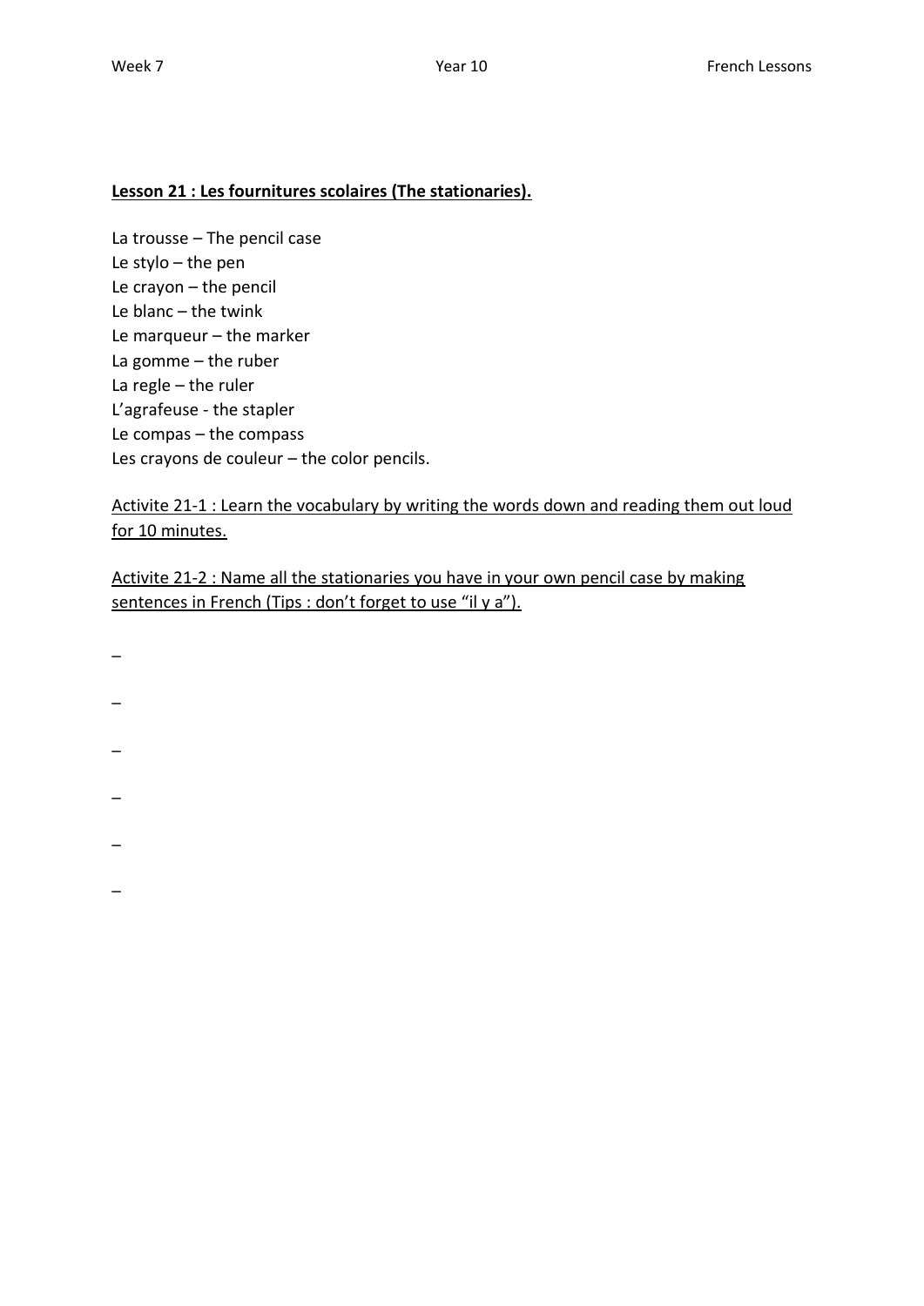**Lesson 21 : Les fournitures scolaires (The stationaries).**

La trousse – The pencil case
Le stylo – the pen
Le crayon – the pencil
Le blanc – the twink
Le marqueur – the marker
La gomme – the ruber
La regle – the ruler
L'agrafeuse - the stapler
Le compas – the compass
Les crayons de couleur – the color pencils.

Activite 21-1 : Learn the vocabulary by writing the words down and reading them out loud for 10 minutes.

Activite 21-2 : Name all the stationaries you have in your own pencil case by making sentences in French (Tips : don't forget to use "il y a").

–

–

–

–

–

–